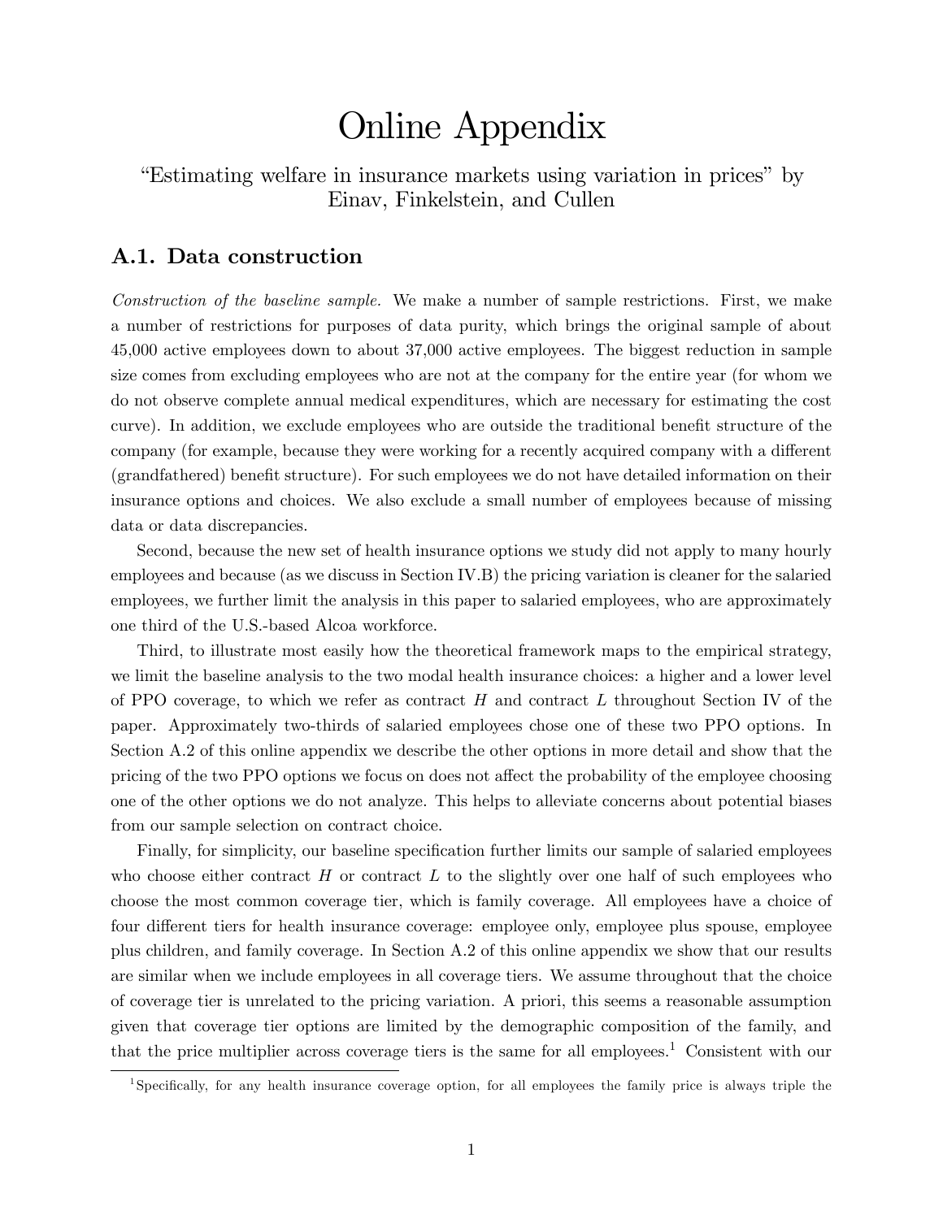# Online Appendix

"Estimating welfare in insurance markets using variation in prices" by Einav, Finkelstein, and Cullen

## A.1. Data construction

*Construction of the baseline sample.* We make a number of sample restrictions. First, we make a number of restrictions for purposes of data purity, which brings the original sample of about 45,000 active employees down to about 37,000 active employees. The biggest reduction in sample size comes from excluding employees who are not at the company for the entire year (for whom we do not observe complete annual medical expenditures, which are necessary for estimating the cost curve). In addition, we exclude employees who are outside the traditional benefit structure of the company (for example, because they were working for a recently acquired company with a different (grandfathered) benefit structure). For such employees we do not have detailed information on their insurance options and choices. We also exclude a small number of employees because of missing data or data discrepancies.

Second, because the new set of health insurance options we study did not apply to many hourly employees and because (as we discuss in Section IV.B) the pricing variation is cleaner for the salaried employees, we further limit the analysis in this paper to salaried employees, who are approximately one third of the U.S.-based Alcoa workforce.

Third, to illustrate most easily how the theoretical framework maps to the empirical strategy, we limit the baseline analysis to the two modal health insurance choices: a higher and a lower level of PPO coverage, to which we refer as contract $H$ and contract $L$ throughout Section IV of the paper. Approximately two-thirds of salaried employees chose one of these two PPO options. In Section A.2 of this online appendix we describe the other options in more detail and show that the pricing of the two PPO options we focus on does not affect the probability of the employee choosing one of the other options we do not analyze. This helps to alleviate concerns about potential biases from our sample selection on contract choice.

Finally, for simplicity, our baseline specification further limits our sample of salaried employees who choose either contract $H$ or contract $L$ to the slightly over one half of such employees who choose the most common coverage tier, which is family coverage. All employees have a choice of four different tiers for health insurance coverage: employee only, employee plus spouse, employee plus children, and family coverage. In Section A.2 of this online appendix we show that our results are similar when we include employees in all coverage tiers. We assume throughout that the choice of coverage tier is unrelated to the pricing variation. A priori, this seems a reasonable assumption given that coverage tier options are limited by the demographic composition of the family, and that the price multiplier across coverage tiers is the same for all employees.[1] Consistent with our

[1] Specifically, for any health insurance coverage option, for all employees the family price is always triple the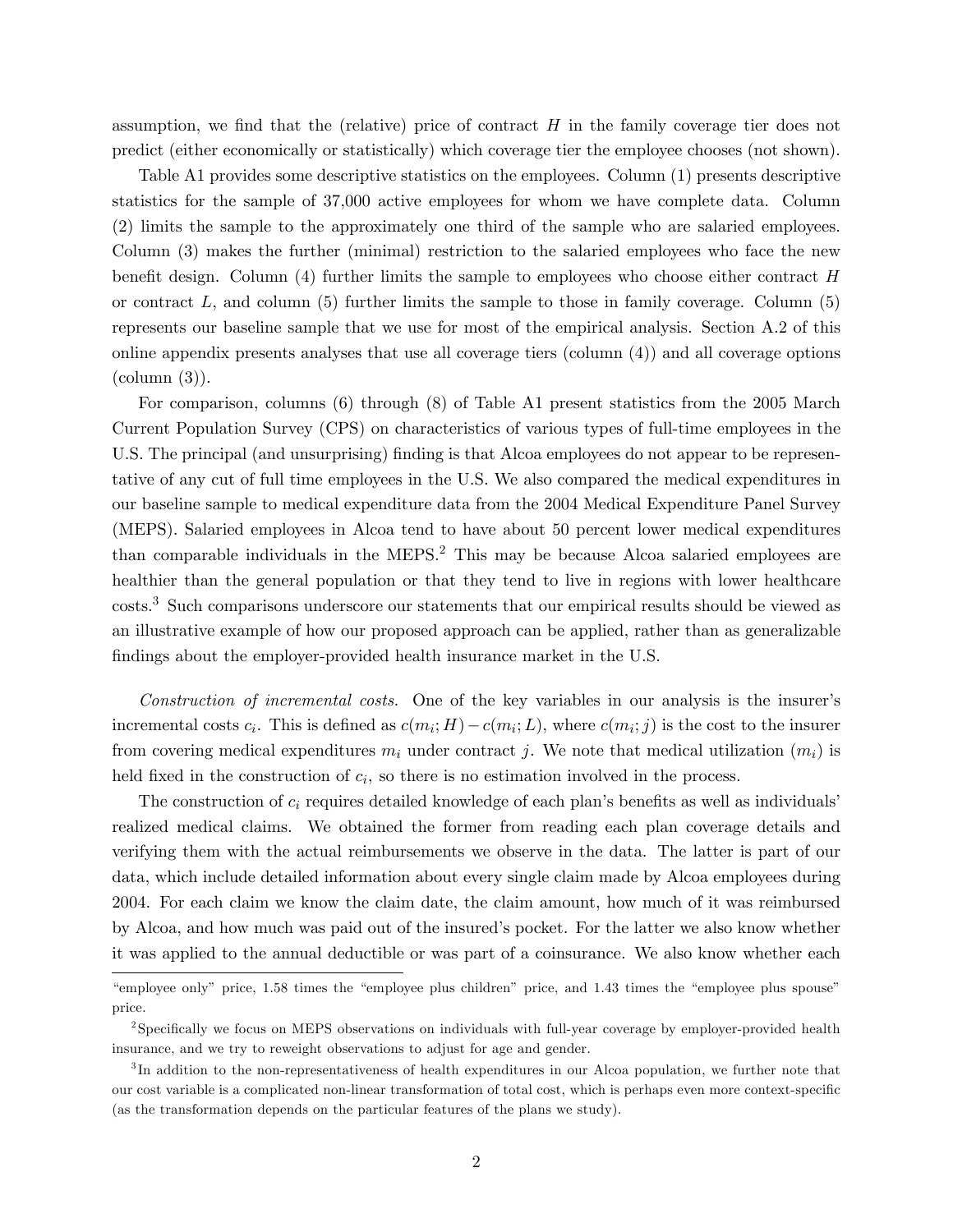assumption, we find that the (relative) price of contract $H$ in the family coverage tier does not predict (either economically or statistically) which coverage tier the employee chooses (not shown).

Table A1 provides some descriptive statistics on the employees. Column (1) presents descriptive statistics for the sample of 37,000 active employees for whom we have complete data. Column (2) limits the sample to the approximately one third of the sample who are salaried employees. Column (3) makes the further (minimal) restriction to the salaried employees who face the new benefit design. Column (4) further limits the sample to employees who choose either contract $H$ or contract $L$, and column (5) further limits the sample to those in family coverage. Column (5) represents our baseline sample that we use for most of the empirical analysis. Section A.2 of this online appendix presents analyses that use all coverage tiers (column (4)) and all coverage options (column (3)).

For comparison, columns (6) through (8) of Table A1 present statistics from the 2005 March Current Population Survey (CPS) on characteristics of various types of full-time employees in the U.S. The principal (and unsurprising) finding is that Alcoa employees do not appear to be representative of any cut of full time employees in the U.S. We also compared the medical expenditures in our baseline sample to medical expenditure data from the 2004 Medical Expenditure Panel Survey (MEPS). Salaried employees in Alcoa tend to have about 50 percent lower medical expenditures than comparable individuals in the MEPS.[2] This may be because Alcoa salaried employees are healthier than the general population or that they tend to live in regions with lower healthcare costs.[3] Such comparisons underscore our statements that our empirical results should be viewed as an illustrative example of how our proposed approach can be applied, rather than as generalizable findings about the employer-provided health insurance market in the U.S.

*Construction of incremental costs.* One of the key variables in our analysis is the insurer's incremental costs $c_i$. This is defined as $c(m_i; H) - c(m_i; L)$, where $c(m_i; j)$ is the cost to the insurer from covering medical expenditures $m_i$ under contract $j$. We note that medical utilization ($m_i$) is held fixed in the construction of $c_i$, so there is no estimation involved in the process.

The construction of $c_i$ requires detailed knowledge of each plan's benefits as well as individuals' realized medical claims. We obtained the former from reading each plan coverage details and verifying them with the actual reimbursements we observe in the data. The latter is part of our data, which include detailed information about every single claim made by Alcoa employees during 2004. For each claim we know the claim date, the claim amount, how much of it was reimbursed by Alcoa, and how much was paid out of the insured's pocket. For the latter we also know whether it was applied to the annual deductible or was part of a coinsurance. We also know whether each

---

"employee only" price, 1.58 times the "employee plus children" price, and 1.43 times the "employee plus spouse" price.

[2] Specifically we focus on MEPS observations on individuals with full-year coverage by employer-provided health insurance, and we try to reweight observations to adjust for age and gender.

[3] In addition to the non-representativeness of health expenditures in our Alcoa population, we further note that our cost variable is a complicated non-linear transformation of total cost, which is perhaps even more context-specific (as the transformation depends on the particular features of the plans we study).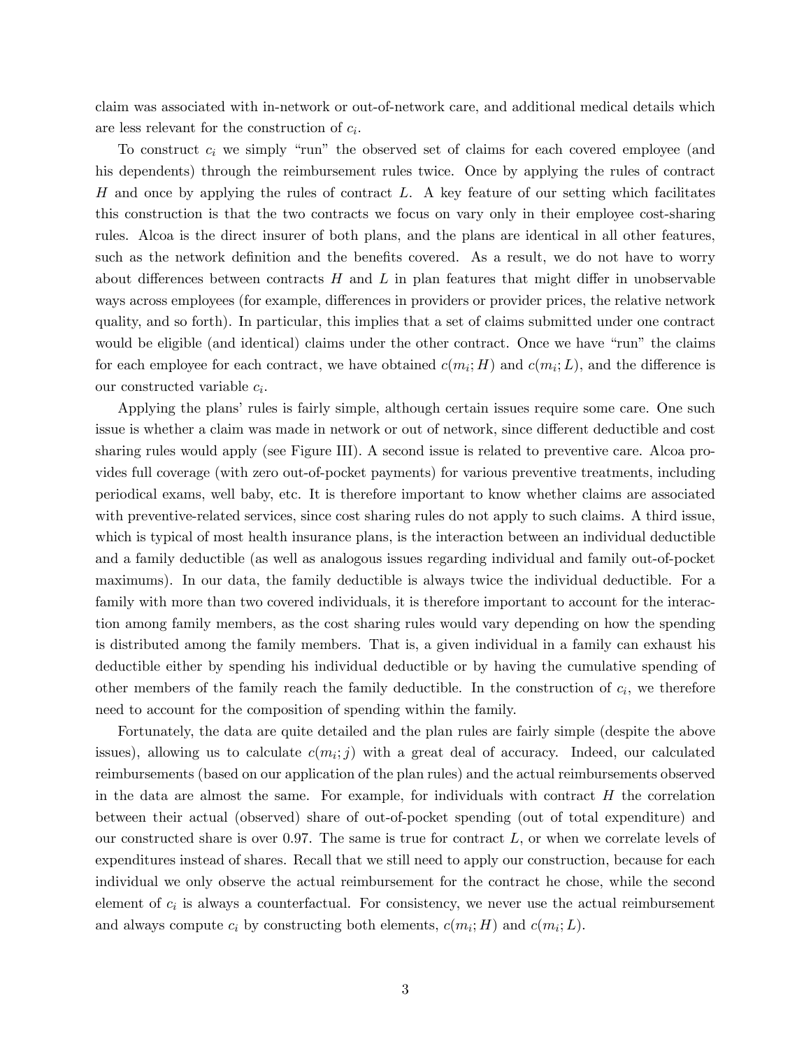claim was associated with in-network or out-of-network care, and additional medical details which are less relevant for the construction of $c_i$.

To construct $c_i$ we simply "run" the observed set of claims for each covered employee (and his dependents) through the reimbursement rules twice. Once by applying the rules of contract $H$ and once by applying the rules of contract $L$. A key feature of our setting which facilitates this construction is that the two contracts we focus on vary only in their employee cost-sharing rules. Alcoa is the direct insurer of both plans, and the plans are identical in all other features, such as the network definition and the benefits covered. As a result, we do not have to worry about differences between contracts $H$ and $L$ in plan features that might differ in unobservable ways across employees (for example, differences in providers or provider prices, the relative network quality, and so forth). In particular, this implies that a set of claims submitted under one contract would be eligible (and identical) claims under the other contract. Once we have "run" the claims for each employee for each contract, we have obtained $c(m_i; H)$ and $c(m_i; L)$, and the difference is our constructed variable $c_i$.

Applying the plans' rules is fairly simple, although certain issues require some care. One such issue is whether a claim was made in network or out of network, since different deductible and cost sharing rules would apply (see Figure III). A second issue is related to preventive care. Alcoa provides full coverage (with zero out-of-pocket payments) for various preventive treatments, including periodical exams, well baby, etc. It is therefore important to know whether claims are associated with preventive-related services, since cost sharing rules do not apply to such claims. A third issue, which is typical of most health insurance plans, is the interaction between an individual deductible and a family deductible (as well as analogous issues regarding individual and family out-of-pocket maximums). In our data, the family deductible is always twice the individual deductible. For a family with more than two covered individuals, it is therefore important to account for the interaction among family members, as the cost sharing rules would vary depending on how the spending is distributed among the family members. That is, a given individual in a family can exhaust his deductible either by spending his individual deductible or by having the cumulative spending of other members of the family reach the family deductible. In the construction of $c_i$, we therefore need to account for the composition of spending within the family.

Fortunately, the data are quite detailed and the plan rules are fairly simple (despite the above issues), allowing us to calculate $c(m_i; j)$ with a great deal of accuracy. Indeed, our calculated reimbursements (based on our application of the plan rules) and the actual reimbursements observed in the data are almost the same. For example, for individuals with contract $H$ the correlation between their actual (observed) share of out-of-pocket spending (out of total expenditure) and our constructed share is over 0.97. The same is true for contract $L$, or when we correlate levels of expenditures instead of shares. Recall that we still need to apply our construction, because for each individual we only observe the actual reimbursement for the contract he chose, while the second element of $c_i$ is always a counterfactual. For consistency, we never use the actual reimbursement and always compute $c_i$ by constructing both elements, $c(m_i; H)$ and $c(m_i; L)$.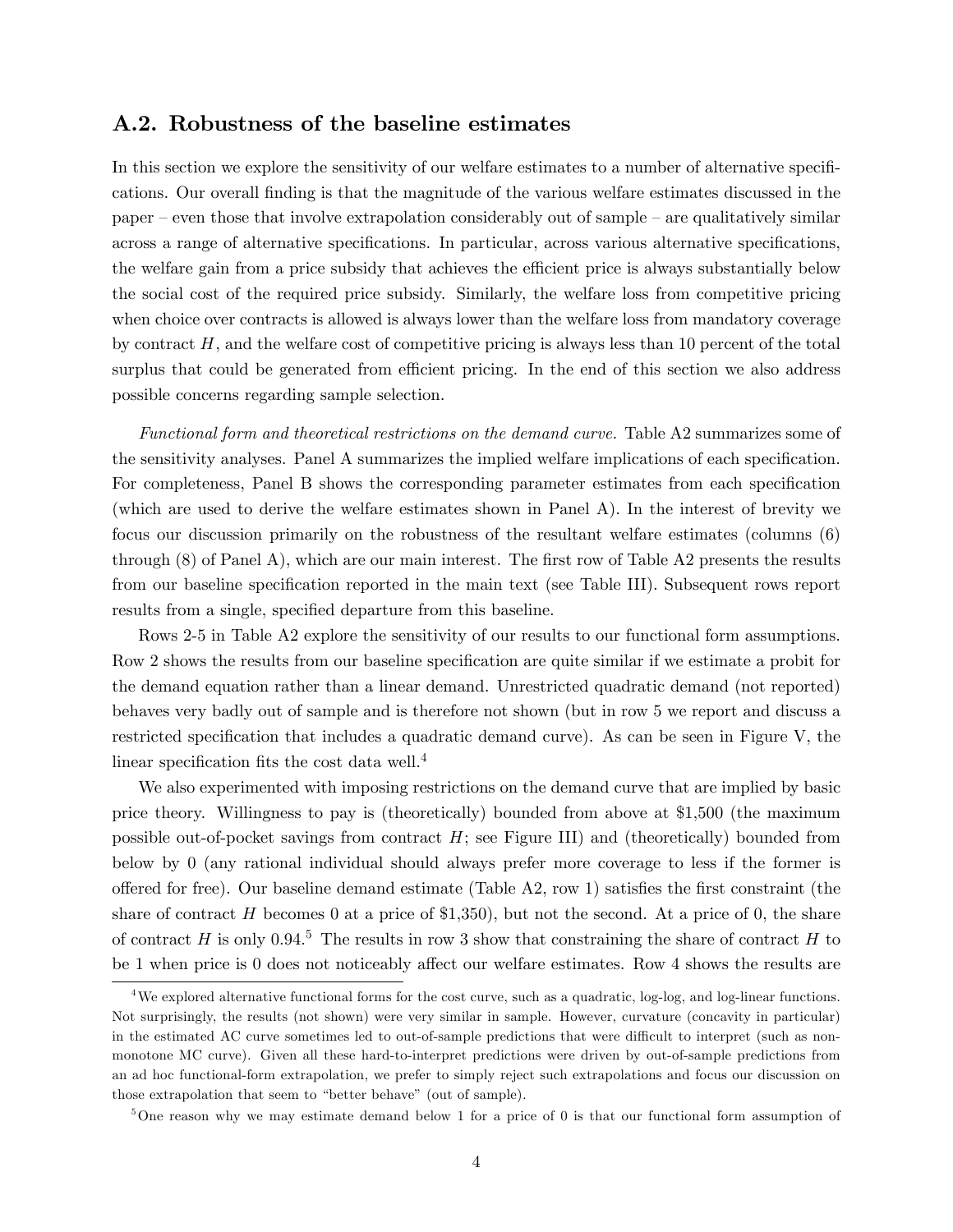## A.2. Robustness of the baseline estimates

In this section we explore the sensitivity of our welfare estimates to a number of alternative specifications. Our overall finding is that the magnitude of the various welfare estimates discussed in the paper – even those that involve extrapolation considerably out of sample – are qualitatively similar across a range of alternative specifications. In particular, across various alternative specifications, the welfare gain from a price subsidy that achieves the efficient price is always substantially below the social cost of the required price subsidy. Similarly, the welfare loss from competitive pricing when choice over contracts is allowed is always lower than the welfare loss from mandatory coverage by contract $H$, and the welfare cost of competitive pricing is always less than 10 percent of the total surplus that could be generated from efficient pricing. In the end of this section we also address possible concerns regarding sample selection.

*Functional form and theoretical restrictions on the demand curve.* Table A2 summarizes some of the sensitivity analyses. Panel A summarizes the implied welfare implications of each specification. For completeness, Panel B shows the corresponding parameter estimates from each specification (which are used to derive the welfare estimates shown in Panel A). In the interest of brevity we focus our discussion primarily on the robustness of the resultant welfare estimates (columns (6) through (8) of Panel A), which are our main interest. The first row of Table A2 presents the results from our baseline specification reported in the main text (see Table III). Subsequent rows report results from a single, specified departure from this baseline.

Rows 2-5 in Table A2 explore the sensitivity of our results to our functional form assumptions. Row 2 shows the results from our baseline specification are quite similar if we estimate a probit for the demand equation rather than a linear demand. Unrestricted quadratic demand (not reported) behaves very badly out of sample and is therefore not shown (but in row 5 we report and discuss a restricted specification that includes a quadratic demand curve). As can be seen in Figure V, the linear specification fits the cost data well.[4]

We also experimented with imposing restrictions on the demand curve that are implied by basic price theory. Willingness to pay is (theoretically) bounded from above at $1,500 (the maximum possible out-of-pocket savings from contract $H$; see Figure III) and (theoretically) bounded from below by 0 (any rational individual should always prefer more coverage to less if the former is offered for free). Our baseline demand estimate (Table A2, row 1) satisfies the first constraint (the share of contract $H$ becomes 0 at a price of $1,350), but not the second. At a price of 0, the share of contract $H$ is only 0.94.[5] The results in row 3 show that constraining the share of contract $H$ to be 1 when price is 0 does not noticeably affect our welfare estimates. Row 4 shows the results are

[4] We explored alternative functional forms for the cost curve, such as a quadratic, log-log, and log-linear functions. Not surprisingly, the results (not shown) were very similar in sample. However, curvature (concavity in particular) in the estimated AC curve sometimes led to out-of-sample predictions that were difficult to interpret (such as non-monotone MC curve). Given all these hard-to-interpret predictions were driven by out-of-sample predictions from an ad hoc functional-form extrapolation, we prefer to simply reject such extrapolations and focus our discussion on those extrapolation that seem to "better behave" (out of sample).

[5] One reason why we may estimate demand below 1 for a price of 0 is that our functional form assumption of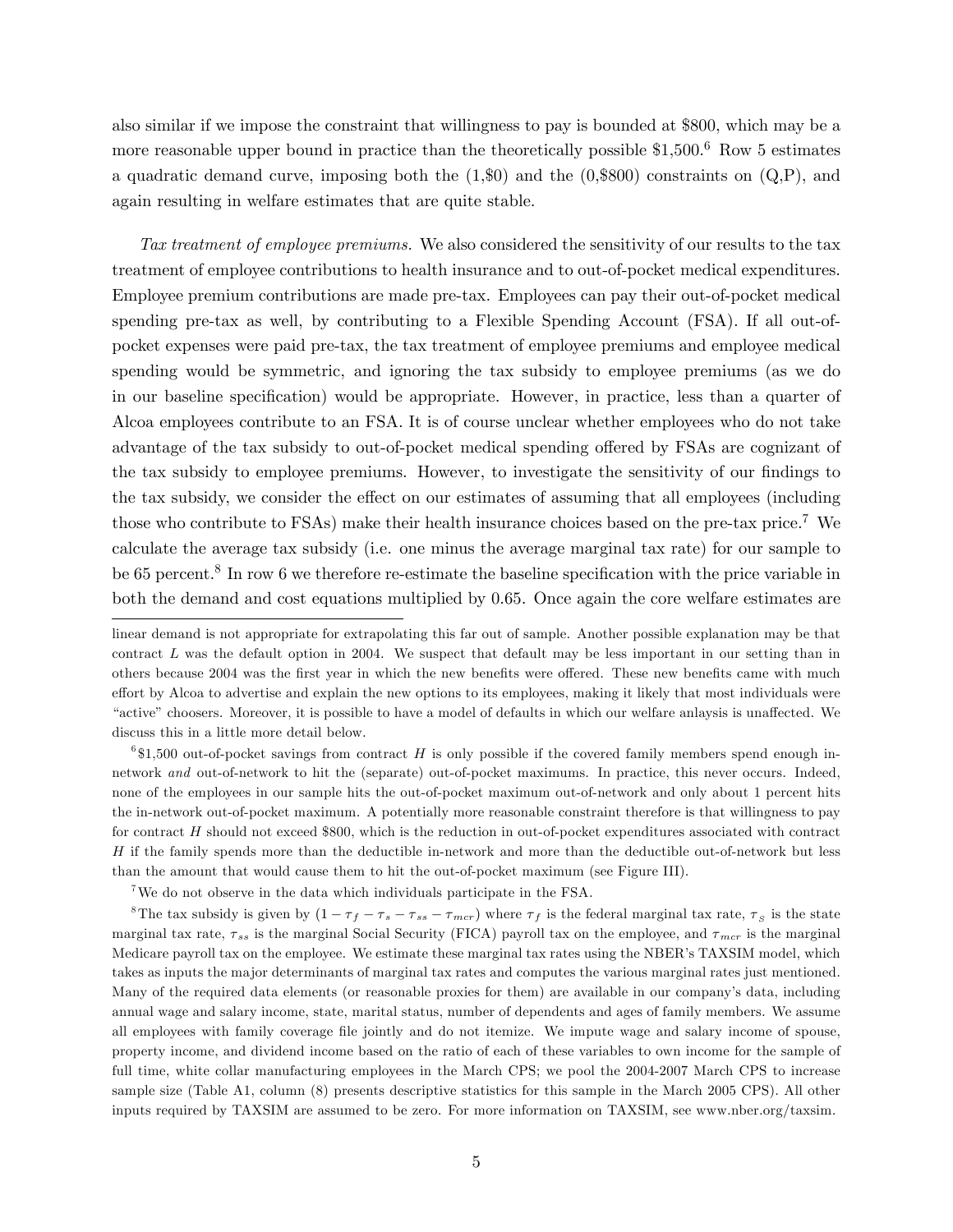also similar if we impose the constraint that willingness to pay is bounded at $800, which may be a more reasonable upper bound in practice than the theoretically possible $1,500.[6] Row 5 estimates a quadratic demand curve, imposing both the (1,$0) and the (0,$800) constraints on (Q,P), and again resulting in welfare estimates that are quite stable.

*Tax treatment of employee premiums.* We also considered the sensitivity of our results to the tax treatment of employee contributions to health insurance and to out-of-pocket medical expenditures. Employee premium contributions are made pre-tax. Employees can pay their out-of-pocket medical spending pre-tax as well, by contributing to a Flexible Spending Account (FSA). If all out-of-pocket expenses were paid pre-tax, the tax treatment of employee premiums and employee medical spending would be symmetric, and ignoring the tax subsidy to employee premiums (as we do in our baseline specification) would be appropriate. However, in practice, less than a quarter of Alcoa employees contribute to an FSA. It is of course unclear whether employees who do not take advantage of the tax subsidy to out-of-pocket medical spending offered by FSAs are cognizant of the tax subsidy to employee premiums. However, to investigate the sensitivity of our findings to the tax subsidy, we consider the effect on our estimates of assuming that all employees (including those who contribute to FSAs) make their health insurance choices based on the pre-tax price.[7] We calculate the average tax subsidy (i.e. one minus the average marginal tax rate) for our sample to be 65 percent.[8] In row 6 we therefore re-estimate the baseline specification with the price variable in both the demand and cost equations multiplied by 0.65. Once again the core welfare estimates are

---

linear demand is not appropriate for extrapolating this far out of sample. Another possible explanation may be that contract $L$ was the default option in 2004. We suspect that default may be less important in our setting than in others because 2004 was the first year in which the new benefits were offered. These new benefits came with much effort by Alcoa to advertise and explain the new options to its employees, making it likely that most individuals were "active" choosers. Moreover, it is possible to have a model of defaults in which our welfare anlaysis is unaffected. We discuss this in a little more detail below.

[6] $1,500 out-of-pocket savings from contract $H$ is only possible if the covered family members spend enough in-network *and* out-of-network to hit the (separate) out-of-pocket maximums. In practice, this never occurs. Indeed, none of the employees in our sample hits the out-of-pocket maximum out-of-network and only about 1 percent hits the in-network out-of-pocket maximum. A potentially more reasonable constraint therefore is that willingness to pay for contract $H$ should not exceed $800, which is the reduction in out-of-pocket expenditures associated with contract $H$ if the family spends more than the deductible in-network and more than the deductible out-of-network but less than the amount that would cause them to hit the out-of-pocket maximum (see Figure III).

[7] We do not observe in the data which individuals participate in the FSA.

[8] The tax subsidy is given by $(1 - \tau_f - \tau_s - \tau_{ss} - \tau_{mcr})$ where $\tau_f$ is the federal marginal tax rate, $\tau_S$ is the state marginal tax rate, $\tau_{ss}$ is the marginal Social Security (FICA) payroll tax on the employee, and $\tau_{mcr}$ is the marginal Medicare payroll tax on the employee. We estimate these marginal tax rates using the NBER's TAXSIM model, which takes as inputs the major determinants of marginal tax rates and computes the various marginal rates just mentioned. Many of the required data elements (or reasonable proxies for them) are available in our company's data, including annual wage and salary income, state, marital status, number of dependents and ages of family members. We assume all employees with family coverage file jointly and do not itemize. We impute wage and salary income of spouse, property income, and dividend income based on the ratio of each of these variables to own income for the sample of full time, white collar manufacturing employees in the March CPS; we pool the 2004-2007 March CPS to increase sample size (Table A1, column (8) presents descriptive statistics for this sample in the March 2005 CPS). All other inputs required by TAXSIM are assumed to be zero. For more information on TAXSIM, see www.nber.org/taxsim.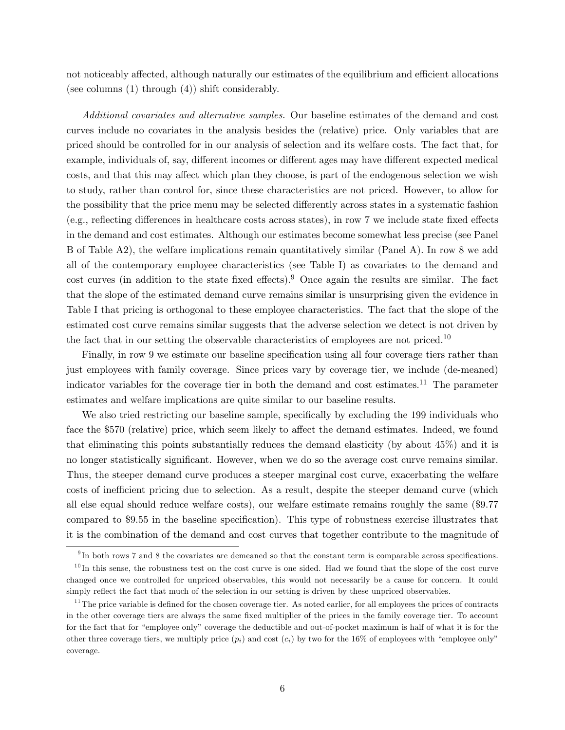not noticeably affected, although naturally our estimates of the equilibrium and efficient allocations (see columns (1) through (4)) shift considerably.

*Additional covariates and alternative samples.* Our baseline estimates of the demand and cost curves include no covariates in the analysis besides the (relative) price. Only variables that are priced should be controlled for in our analysis of selection and its welfare costs. The fact that, for example, individuals of, say, different incomes or different ages may have different expected medical costs, and that this may affect which plan they choose, is part of the endogenous selection we wish to study, rather than control for, since these characteristics are not priced. However, to allow for the possibility that the price menu may be selected differently across states in a systematic fashion (e.g., reflecting differences in healthcare costs across states), in row 7 we include state fixed effects in the demand and cost estimates. Although our estimates become somewhat less precise (see Panel B of Table A2), the welfare implications remain quantitatively similar (Panel A). In row 8 we add all of the contemporary employee characteristics (see Table I) as covariates to the demand and cost curves (in addition to the state fixed effects).[9] Once again the results are similar. The fact that the slope of the estimated demand curve remains similar is unsurprising given the evidence in Table I that pricing is orthogonal to these employee characteristics. The fact that the slope of the estimated cost curve remains similar suggests that the adverse selection we detect is not driven by the fact that in our setting the observable characteristics of employees are not priced.[10]

Finally, in row 9 we estimate our baseline specification using all four coverage tiers rather than just employees with family coverage. Since prices vary by coverage tier, we include (de-meaned) indicator variables for the coverage tier in both the demand and cost estimates.[11] The parameter estimates and welfare implications are quite similar to our baseline results.

We also tried restricting our baseline sample, specifically by excluding the 199 individuals who face the \$570 (relative) price, which seem likely to affect the demand estimates. Indeed, we found that eliminating this points substantially reduces the demand elasticity (by about 45%) and it is no longer statistically significant. However, when we do so the average cost curve remains similar. Thus, the steeper demand curve produces a steeper marginal cost curve, exacerbating the welfare costs of inefficient pricing due to selection. As a result, despite the steeper demand curve (which all else equal should reduce welfare costs), our welfare estimate remains roughly the same (\$9.77 compared to \$9.55 in the baseline specification). This type of robustness exercise illustrates that it is the combination of the demand and cost curves that together contribute to the magnitude of

---

[9] In both rows 7 and 8 the covariates are demeaned so that the constant term is comparable across specifications.

[10] In this sense, the robustness test on the cost curve is one sided. Had we found that the slope of the cost curve changed once we controlled for unpriced observables, this would not necessarily be a cause for concern. It could simply reflect the fact that much of the selection in our setting is driven by these unpriced observables.

[11] The price variable is defined for the chosen coverage tier. As noted earlier, for all employees the prices of contracts in the other coverage tiers are always the same fixed multiplier of the prices in the family coverage tier. To account for the fact that for "employee only" coverage the deductible and out-of-pocket maximum is half of what it is for the other three coverage tiers, we multiply price ($p_i$) and cost ($c_i$) by two for the 16% of employees with "employee only" coverage.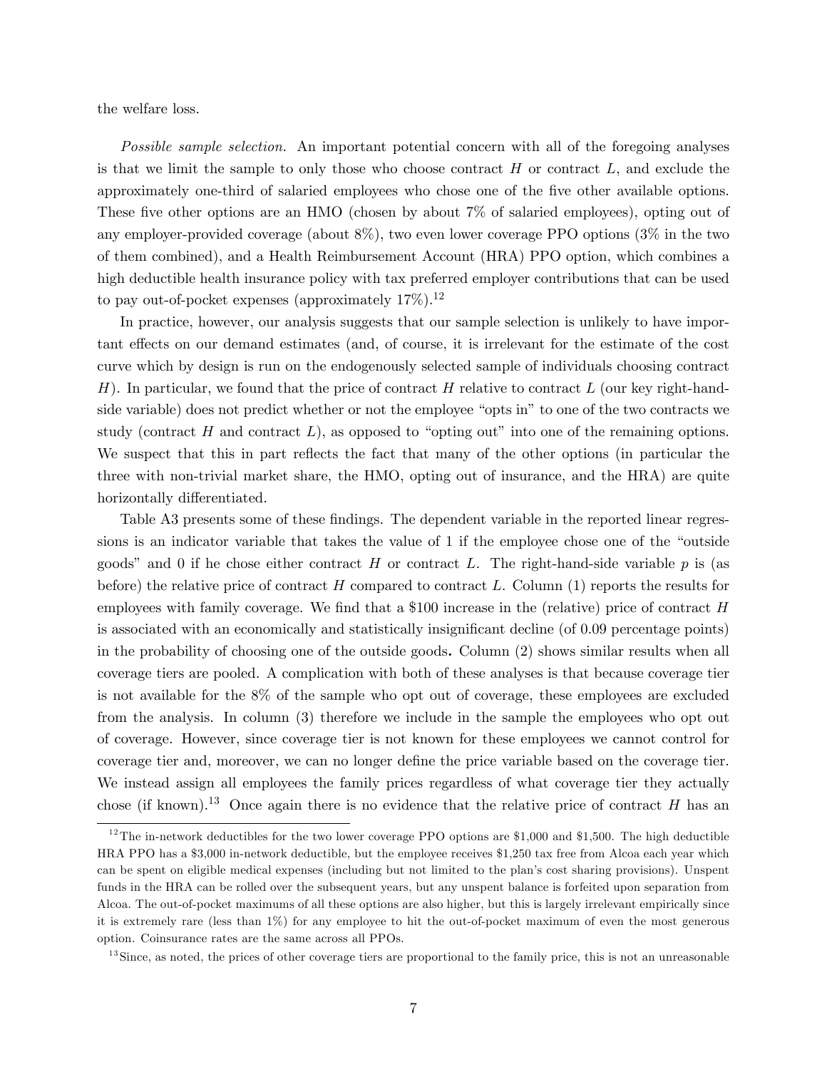the welfare loss.

*Possible sample selection.* An important potential concern with all of the foregoing analyses is that we limit the sample to only those who choose contract $H$ or contract $L$, and exclude the approximately one-third of salaried employees who chose one of the five other available options. These five other options are an HMO (chosen by about 7% of salaried employees), opting out of any employer-provided coverage (about 8%), two even lower coverage PPO options (3% in the two of them combined), and a Health Reimbursement Account (HRA) PPO option, which combines a high deductible health insurance policy with tax preferred employer contributions that can be used to pay out-of-pocket expenses (approximately 17%).[12]

In practice, however, our analysis suggests that our sample selection is unlikely to have important effects on our demand estimates (and, of course, it is irrelevant for the estimate of the cost curve which by design is run on the endogenously selected sample of individuals choosing contract $H$). In particular, we found that the price of contract $H$ relative to contract $L$ (our key right-hand-side variable) does not predict whether or not the employee "opts in" to one of the two contracts we study (contract $H$ and contract $L$), as opposed to "opting out" into one of the remaining options. We suspect that this in part reflects the fact that many of the other options (in particular the three with non-trivial market share, the HMO, opting out of insurance, and the HRA) are quite horizontally differentiated.

Table A3 presents some of these findings. The dependent variable in the reported linear regressions is an indicator variable that takes the value of 1 if the employee chose one of the "outside goods" and 0 if he chose either contract $H$ or contract $L$. The right-hand-side variable $p$ is (as before) the relative price of contract $H$ compared to contract $L$. Column (1) reports the results for employees with family coverage. We find that a \$100 increase in the (relative) price of contract $H$ is associated with an economically and statistically insignificant decline (of 0.09 percentage points) in the probability of choosing one of the outside goods**.** Column (2) shows similar results when all coverage tiers are pooled. A complication with both of these analyses is that because coverage tier is not available for the 8% of the sample who opt out of coverage, these employees are excluded from the analysis. In column (3) therefore we include in the sample the employees who opt out of coverage. However, since coverage tier is not known for these employees we cannot control for coverage tier and, moreover, we can no longer define the price variable based on the coverage tier. We instead assign all employees the family prices regardless of what coverage tier they actually chose (if known).[13] Once again there is no evidence that the relative price of contract $H$ has an

[12] The in-network deductibles for the two lower coverage PPO options are \$1,000 and \$1,500. The high deductible HRA PPO has a \$3,000 in-network deductible, but the employee receives \$1,250 tax free from Alcoa each year which can be spent on eligible medical expenses (including but not limited to the plan's cost sharing provisions). Unspent funds in the HRA can be rolled over the subsequent years, but any unspent balance is forfeited upon separation from Alcoa. The out-of-pocket maximums of all these options are also higher, but this is largely irrelevant empirically since it is extremely rare (less than 1%) for any employee to hit the out-of-pocket maximum of even the most generous option. Coinsurance rates are the same across all PPOs.

[13] Since, as noted, the prices of other coverage tiers are proportional to the family price, this is not an unreasonable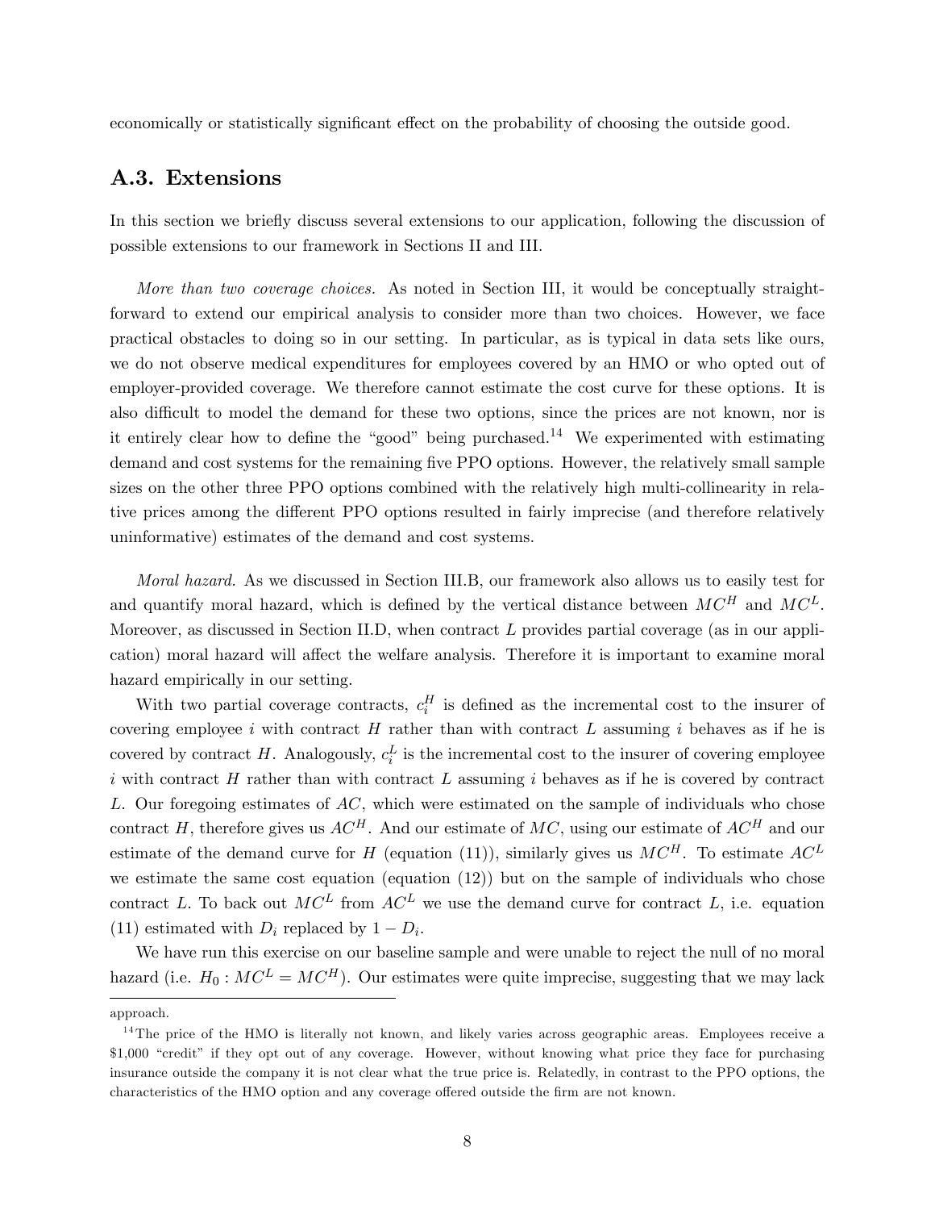economically or statistically significant effect on the probability of choosing the outside good.

## A.3. Extensions

In this section we briefly discuss several extensions to our application, following the discussion of possible extensions to our framework in Sections II and III.

*More than two coverage choices.* As noted in Section III, it would be conceptually straightforward to extend our empirical analysis to consider more than two choices. However, we face practical obstacles to doing so in our setting. In particular, as is typical in data sets like ours, we do not observe medical expenditures for employees covered by an HMO or who opted out of employer-provided coverage. We therefore cannot estimate the cost curve for these options. It is also difficult to model the demand for these two options, since the prices are not known, nor is it entirely clear how to define the "good" being purchased.[14] We experimented with estimating demand and cost systems for the remaining five PPO options. However, the relatively small sample sizes on the other three PPO options combined with the relatively high multi-collinearity in relative prices among the different PPO options resulted in fairly imprecise (and therefore relatively uninformative) estimates of the demand and cost systems.

*Moral hazard.* As we discussed in Section III.B, our framework also allows us to easily test for and quantify moral hazard, which is defined by the vertical distance between $MC^H$ and $MC^L$. Moreover, as discussed in Section II.D, when contract $L$ provides partial coverage (as in our application) moral hazard will affect the welfare analysis. Therefore it is important to examine moral hazard empirically in our setting.

With two partial coverage contracts, $c_i^H$ is defined as the incremental cost to the insurer of covering employee $i$ with contract $H$ rather than with contract $L$ assuming $i$ behaves as if he is covered by contract $H$. Analogously, $c_i^L$ is the incremental cost to the insurer of covering employee $i$ with contract $H$ rather than with contract $L$ assuming $i$ behaves as if he is covered by contract $L$. Our foregoing estimates of $AC$, which were estimated on the sample of individuals who chose contract $H$, therefore gives us $AC^H$. And our estimate of $MC$, using our estimate of $AC^H$ and our estimate of the demand curve for $H$ (equation (11)), similarly gives us $MC^H$. To estimate $AC^L$ we estimate the same cost equation (equation (12)) but on the sample of individuals who chose contract $L$. To back out $MC^L$ from $AC^L$ we use the demand curve for contract $L$, i.e. equation (11) estimated with $D_i$ replaced by $1 - D_i$.

We have run this exercise on our baseline sample and were unable to reject the null of no moral hazard (i.e. $H_0 : MC^L = MC^H$). Our estimates were quite imprecise, suggesting that we may lack

---

approach.

[14] The price of the HMO is literally not known, and likely varies across geographic areas. Employees receive a \$1,000 "credit" if they opt out of any coverage. However, without knowing what price they face for purchasing insurance outside the company it is not clear what the true price is. Relatedly, in contrast to the PPO options, the characteristics of the HMO option and any coverage offered outside the firm are not known.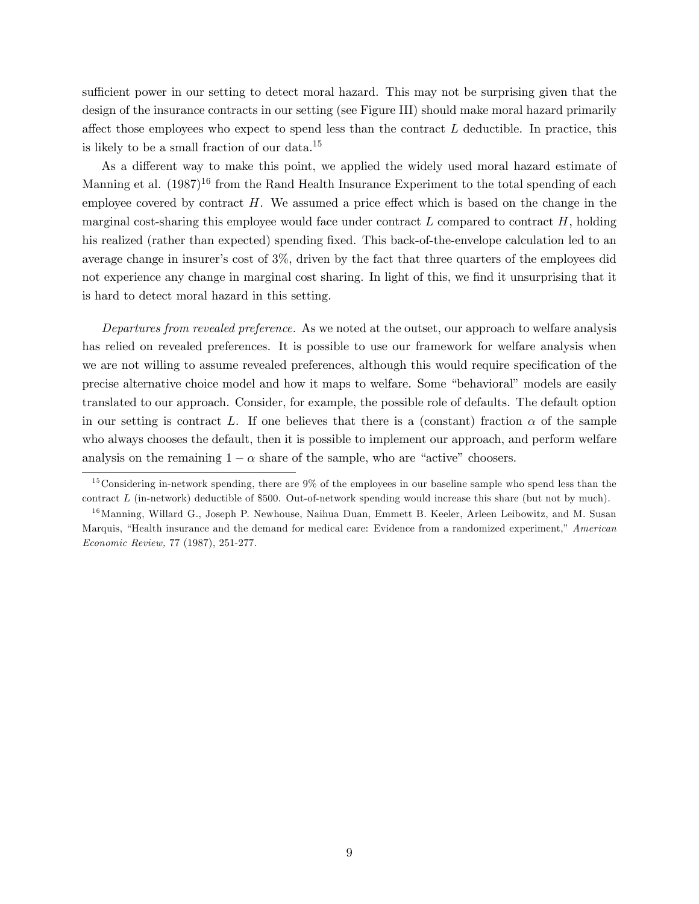sufficient power in our setting to detect moral hazard. This may not be surprising given that the design of the insurance contracts in our setting (see Figure III) should make moral hazard primarily affect those employees who expect to spend less than the contract $L$ deductible. In practice, this is likely to be a small fraction of our data.[15]

As a different way to make this point, we applied the widely used moral hazard estimate of Manning et al. (1987)[16] from the Rand Health Insurance Experiment to the total spending of each employee covered by contract $H$. We assumed a price effect which is based on the change in the marginal cost-sharing this employee would face under contract $L$ compared to contract $H$, holding his realized (rather than expected) spending fixed. This back-of-the-envelope calculation led to an average change in insurer's cost of 3%, driven by the fact that three quarters of the employees did not experience any change in marginal cost sharing. In light of this, we find it unsurprising that it is hard to detect moral hazard in this setting.

*Departures from revealed preference.* As we noted at the outset, our approach to welfare analysis has relied on revealed preferences. It is possible to use our framework for welfare analysis when we are not willing to assume revealed preferences, although this would require specification of the precise alternative choice model and how it maps to welfare. Some "behavioral" models are easily translated to our approach. Consider, for example, the possible role of defaults. The default option in our setting is contract $L$. If one believes that there is a (constant) fraction $\alpha$ of the sample who always chooses the default, then it is possible to implement our approach, and perform welfare analysis on the remaining $1 - \alpha$ share of the sample, who are "active" choosers.

---

[15] Considering in-network spending, there are 9% of the employees in our baseline sample who spend less than the contract $L$ (in-network) deductible of \$500. Out-of-network spending would increase this share (but not by much).

[16] Manning, Willard G., Joseph P. Newhouse, Naihua Duan, Emmett B. Keeler, Arleen Leibowitz, and M. Susan Marquis, "Health insurance and the demand for medical care: Evidence from a randomized experiment," *American Economic Review,* 77 (1987), 251-277.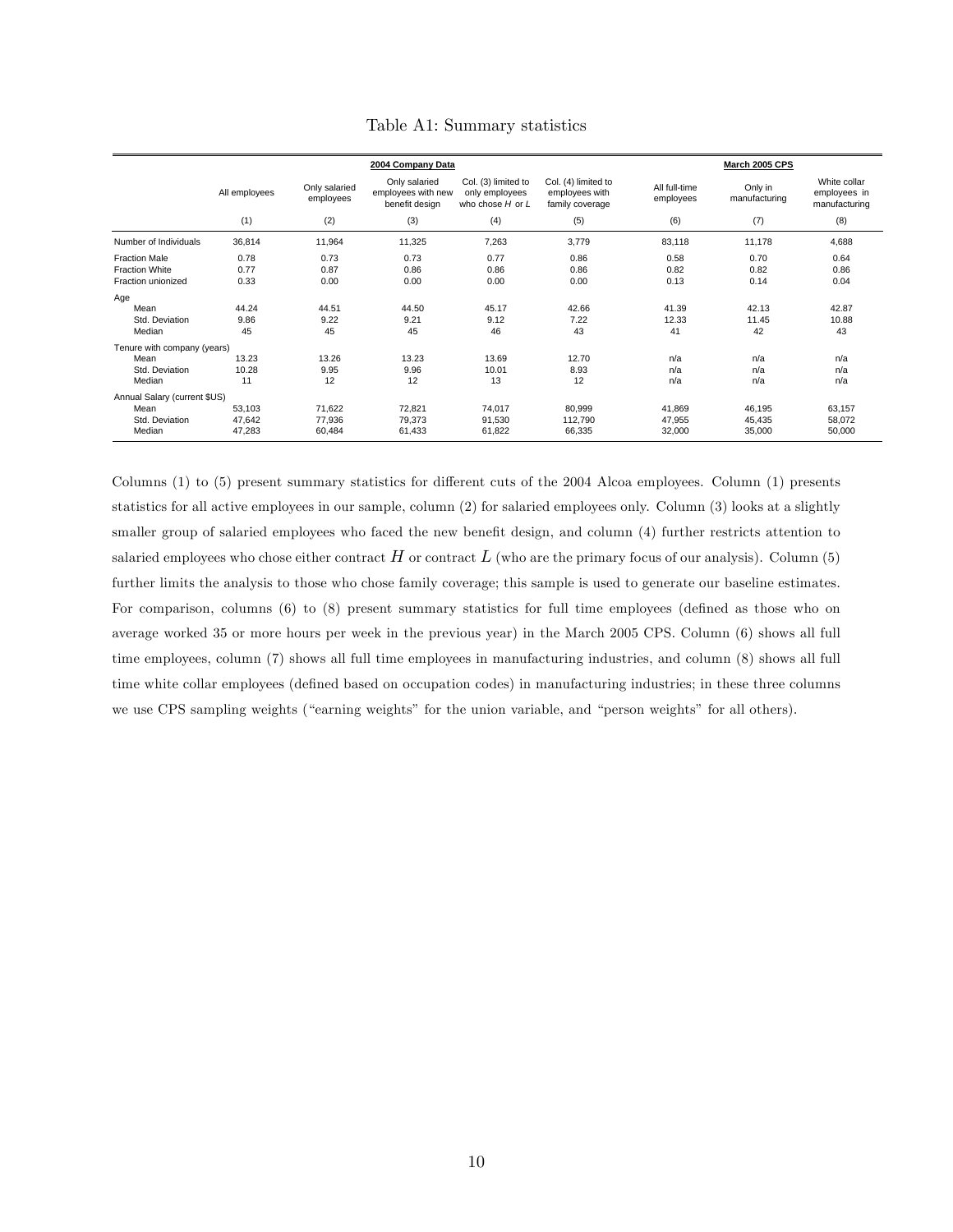Table A1: Summary statistics

| | 2004 Company Data | | | | | March 2005 CPS | | |
|---|---|---|---|---|---|---|---|---|
| | All employees | Only salaried employees | Only salaried employees with new benefit design | Col. (3) limited to only employees who chose $H$ or $L$ | Col. (4) limited to employees with family coverage | All full-time employees | Only in manufacturing | White collar employees in manufacturing |
| | (1) | (2) | (3) | (4) | (5) | (6) | (7) | (8) |
| Number of Individuals | 36,814 | 11,964 | 11,325 | 7,263 | 3,779 | 83,118 | 11,178 | 4,688 |
| Fraction Male | 0.78 | 0.73 | 0.73 | 0.77 | 0.86 | 0.58 | 0.70 | 0.64 |
| Fraction White | 0.77 | 0.87 | 0.86 | 0.86 | 0.86 | 0.82 | 0.82 | 0.86 |
| Fraction unionized | 0.33 | 0.00 | 0.00 | 0.00 | 0.00 | 0.13 | 0.14 | 0.04 |
| Age | | | | | | | | |
| Mean | 44.24 | 44.51 | 44.50 | 45.17 | 42.66 | 41.39 | 42.13 | 42.87 |
| Std. Deviation | 9.86 | 9.22 | 9.21 | 9.12 | 7.22 | 12.33 | 11.45 | 10.88 |
| Median | 45 | 45 | 45 | 46 | 43 | 41 | 42 | 43 |
| Tenure with company (years) | | | | | | | | |
| Mean | 13.23 | 13.26 | 13.23 | 13.69 | 12.70 | n/a | n/a | n/a |
| Std. Deviation | 10.28 | 9.95 | 9.96 | 10.01 | 8.93 | n/a | n/a | n/a |
| Median | 11 | 12 | 12 | 13 | 12 | n/a | n/a | n/a |
| Annual Salary (current $US) | | | | | | | | |
| Mean | 53,103 | 71,622 | 72,821 | 74,017 | 80,999 | 41,869 | 46,195 | 63,157 |
| Std. Deviation | 47,642 | 77,936 | 79,373 | 91,530 | 112,790 | 47,955 | 45,435 | 58,072 |
| Median | 47,283 | 60,484 | 61,433 | 61,822 | 66,335 | 32,000 | 35,000 | 50,000 |

Columns (1) to (5) present summary statistics for different cuts of the 2004 Alcoa employees. Column (1) presents statistics for all active employees in our sample, column (2) for salaried employees only. Column (3) looks at a slightly smaller group of salaried employees who faced the new benefit design, and column (4) further restricts attention to salaried employees who chose either contract $H$ or contract $L$ (who are the primary focus of our analysis). Column (5) further limits the analysis to those who chose family coverage; this sample is used to generate our baseline estimates. For comparison, columns (6) to (8) present summary statistics for full time employees (defined as those who on average worked 35 or more hours per week in the previous year) in the March 2005 CPS. Column (6) shows all full time employees, column (7) shows all full time employees in manufacturing industries, and column (8) shows all full time white collar employees (defined based on occupation codes) in manufacturing industries; in these three columns we use CPS sampling weights ("earning weights" for the union variable, and "person weights" for all others).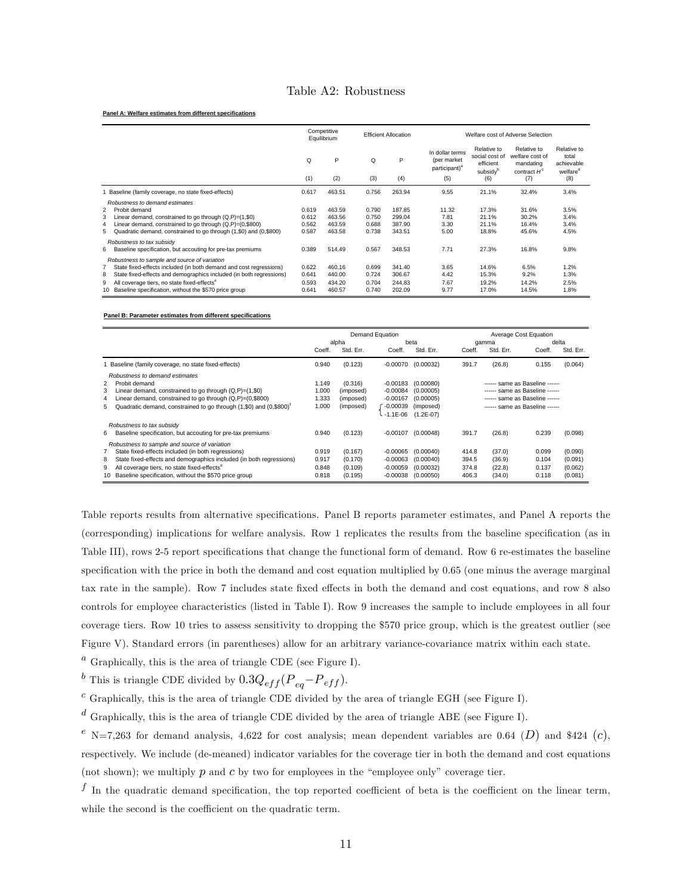# Table A2: Robustness

**Panel A: Welfare estimates from different specifications**

| | Competitive Equilibrium | | Efficient Allocation | | Welfare cost of Adverse Selection | | | |
|---|---|---|---|---|---|---|---|---|
| | Q | P | Q | P | In dollar terms (per market participant)[a] | Relative to social cost of efficient subsidy[b] | Relative to welfare cost of mandating contract $H$[c] | Relative to total achievable welfare[d] |
| | (1) | (2) | (3) | (4) | (5) | (6) | (7) | (8) |
| 1 Baseline (family coverage, no state fixed-effects) | 0.617 | 463.51 | 0.756 | 263.94 | 9.55 | 21.1% | 32.4% | 3.4% |
| *Robustness to demand estimates* | | | | | | | | |
| 2 Probit demand | 0.619 | 463.59 | 0.790 | 187.85 | 11.32 | 17.3% | 31.6% | 3.5% |
| 3 Linear demand, constrained to go through (Q,P)=(1,$0) | 0.612 | 463.56 | 0.750 | 299.04 | 7.81 | 21.1% | 30.2% | 3.4% |
| 4 Linear demand, constrained to go through (Q,P)=(0,$800) | 0.562 | 463.59 | 0.688 | 387.90 | 3.30 | 21.1% | 16.4% | 3.4% |
| 5 Quadratic demand, constrained to go through (1,$0) and (0,$800) | 0.587 | 463.58 | 0.738 | 343.51 | 5.00 | 18.8% | 45.6% | 4.5% |
| *Robustness to tax subsidy* | | | | | | | | |
| 6 Baseline specification, but accouting for pre-tax premiums | 0.389 | 514.49 | 0.567 | 348.53 | 7.71 | 27.3% | 16.8% | 9.8% |
| *Robustness to sample and source of variation* | | | | | | | | |
| 7 State fixed-effects included (in both demand and cost regressions) | 0.622 | 460.16 | 0.699 | 341.40 | 3.65 | 14.6% | 6.5% | 1.2% |
| 8 State fixed-effects and demographics included (in both regressions) | 0.641 | 440.00 | 0.724 | 306.67 | 4.42 | 15.3% | 9.2% | 1.3% |
| 9 All coverage tiers, no state fixed-effects[e] | 0.593 | 434.20 | 0.704 | 244.83 | 7.67 | 19.2% | 14.2% | 2.5% |
| 10 Baseline specification, without the $570 price group | 0.641 | 460.57 | 0.740 | 202.09 | 9.77 | 17.0% | 14.5% | 1.8% |

**Panel B: Parameter estimates from different specifications**

| | Demand Equation | | | | Average Cost Equation | | | |
|---|---|---|---|---|---|---|---|---|
| | alpha | | beta | | gamma | | delta | |
| | Coeff. | Std. Err. | Coeff. | Std. Err. | Coeff. | Std. Err. | Coeff. | Std. Err. |
| 1 Baseline (family coverage, no state fixed-effects) | 0.940 | (0.123) | -0.00070 | (0.00032) | 391.7 | (26.8) | 0.155 | (0.064) |
| *Robustness to demand estimates* | | | | | | | | |
| 2 Probit demand | 1.149 | (0.316) | -0.00183 | (0.00080) | ------ same as Baseline ------ | | | |
| 3 Linear demand, constrained to go through (Q,P)=(1,$0) | 1.000 | (imposed) | -0.00084 | (0.00005) | ------ same as Baseline ------ | | | |
| 4 Linear demand, constrained to go through (Q,P)=(0,$800) | 1.333 | (imposed) | -0.00167 | (0.00005) | ------ same as Baseline ------ | | | |
| 5 Quadratic demand, constrained to go through (1,$0) and (0,$800)[f] | 1.000 | (imposed) | -0.00039 | (imposed) | ------ same as Baseline ------ | | | |
| | | | -1.1E-06 | (1.2E-07) | | | | |
| *Robustness to tax subsidy* | | | | | | | | |
| 6 Baseline specification, but accouting for pre-tax premiums | 0.940 | (0.123) | -0.00107 | (0.00048) | 391.7 | (26.8) | 0.239 | (0.098) |
| *Robustness to sample and source of variation* | | | | | | | | |
| 7 State fixed-effects included (in both regressions) | 0.919 | (0.167) | -0.00065 | (0.00040) | 414.8 | (37.0) | 0.099 | (0.090) |
| 8 State fixed-effects and demographics included (in both regressions) | 0.917 | (0.170) | -0.00063 | (0.00040) | 394.5 | (36.9) | 0.104 | (0.091) |
| 9 All coverage tiers, no state fixed-effects[e] | 0.848 | (0.109) | -0.00059 | (0.00032) | 374.8 | (22.8) | 0.137 | (0.062) |
| 10 Baseline specification, without the $570 price group | 0.818 | (0.195) | -0.00038 | (0.00050) | 406.3 | (34.0) | 0.118 | (0.081) |

Table reports results from alternative specifications. Panel B reports parameter estimates, and Panel A reports the (corresponding) implications for welfare analysis. Row 1 replicates the results from the baseline specification (as in Table III), rows 2-5 report specifications that change the functional form of demand. Row 6 re-estimates the baseline specification with the price in both the demand and cost equation multiplied by 0.65 (one minus the average marginal tax rate in the sample). Row 7 includes state fixed effects in both the demand and cost equations, and row 8 also controls for employee characteristics (listed in Table I). Row 9 increases the sample to include employees in all four coverage tiers. Row 10 tries to assess sensitivity to dropping the $570 price group, which is the greatest outlier (see Figure V). Standard errors (in parentheses) allow for an arbitrary variance-covariance matrix within each state.

[a] Graphically, this is the area of triangle CDE (see Figure I).

[b] This is triangle CDE divided by $0.3Q_{eff}(P_{eq} - P_{eff})$.

[c] Graphically, this is the area of triangle CDE divided by the area of triangle EGH (see Figure I).

[d] Graphically, this is the area of triangle CDE divided by the area of triangle ABE (see Figure I).

[e] N=7,263 for demand analysis, 4,622 for cost analysis; mean dependent variables are 0.64 ($D$) and $424 ($c$), respectively. We include (de-meaned) indicator variables for the coverage tier in both the demand and cost equations (not shown); we multiply $p$ and $c$ by two for employees in the "employee only" coverage tier.

[f] In the quadratic demand specification, the top reported coefficient of beta is the coefficient on the linear term, while the second is the coefficient on the quadratic term.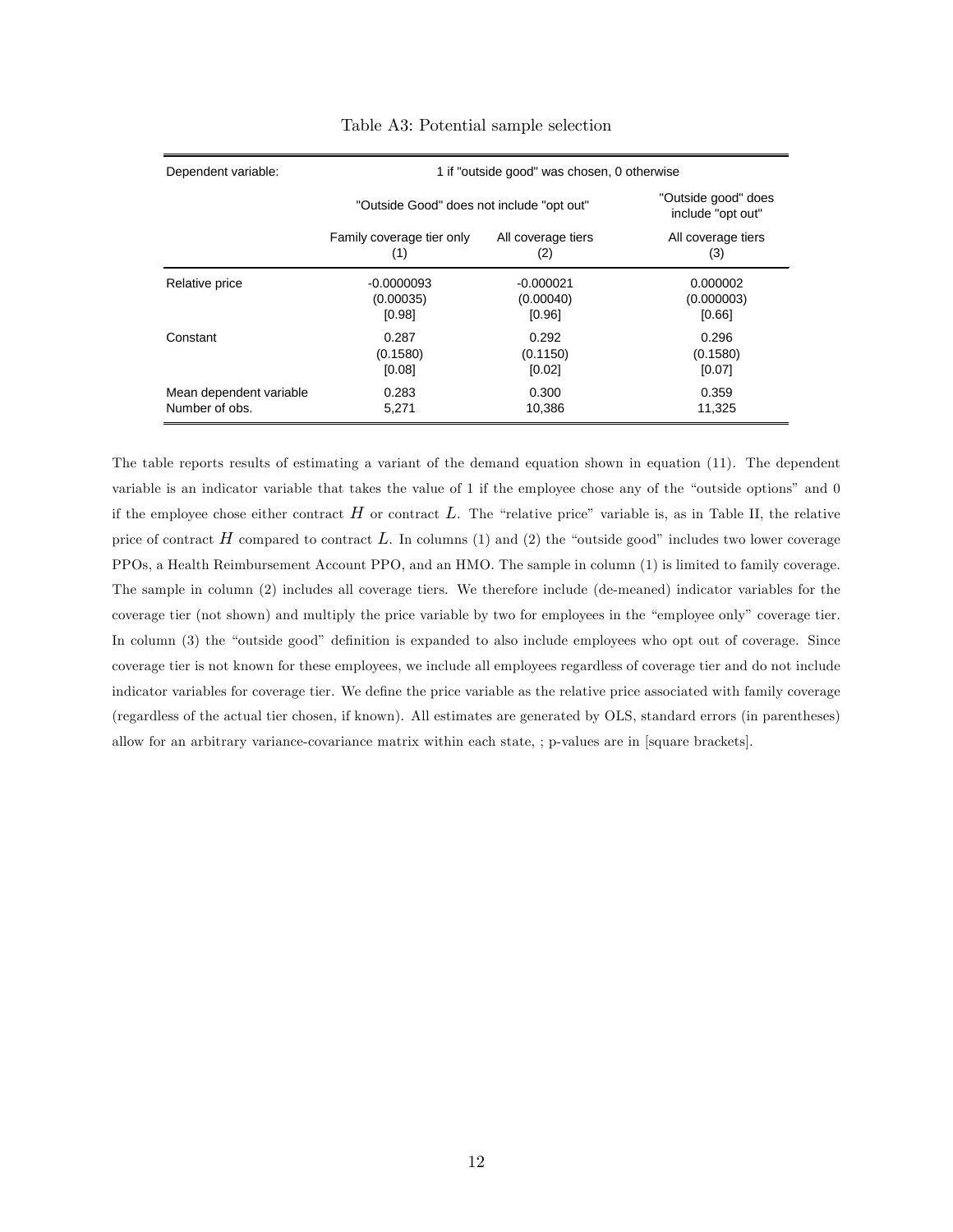Table A3: Potential sample selection

| Dependent variable: | 1 if "outside good" was chosen, 0 otherwise | | |
|---|---|---|---|
| | "Outside Good" does not include "opt out" | | "Outside good" does include "opt out" |
| | Family coverage tier only (1) | All coverage tiers (2) | All coverage tiers (3) |
| Relative price | -0.0000093 | -0.000021 | 0.000002 |
| | (0.00035) | (0.00040) | (0.000003) |
| | [0.98] | [0.96] | [0.66] |
| Constant | 0.287 | 0.292 | 0.296 |
| | (0.1580) | (0.1150) | (0.1580) |
| | [0.08] | [0.02] | [0.07] |
| Mean dependent variable | 0.283 | 0.300 | 0.359 |
| Number of obs. | 5,271 | 10,386 | 11,325 |

The table reports results of estimating a variant of the demand equation shown in equation (11). The dependent variable is an indicator variable that takes the value of 1 if the employee chose any of the "outside options" and 0 if the employee chose either contract $H$ or contract $L$. The "relative price" variable is, as in Table II, the relative price of contract $H$ compared to contract $L$. In columns (1) and (2) the "outside good" includes two lower coverage PPOs, a Health Reimbursement Account PPO, and an HMO. The sample in column (1) is limited to family coverage. The sample in column (2) includes all coverage tiers. We therefore include (de-meaned) indicator variables for the coverage tier (not shown) and multiply the price variable by two for employees in the "employee only" coverage tier. In column (3) the "outside good" definition is expanded to also include employees who opt out of coverage. Since coverage tier is not known for these employees, we include all employees regardless of coverage tier and do not include indicator variables for coverage tier. We define the price variable as the relative price associated with family coverage (regardless of the actual tier chosen, if known). All estimates are generated by OLS, standard errors (in parentheses) allow for an arbitrary variance-covariance matrix within each state, ; p-values are in [square brackets].